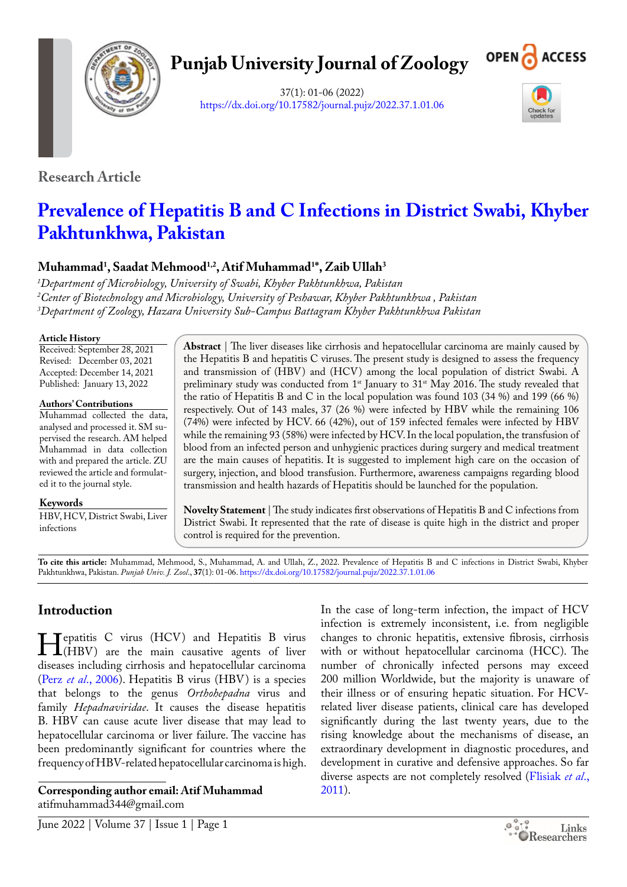# Punjab University Journal of Zoology

37(1): 01-06 (2022)
https://dx.doi.org/10.17582/journal.pujz/2022.37.1.01.06

**Research Article**

# Prevalence of Hepatitis B and C Infections in District Swabi, Khyber Pakhtunkhwa, Pakistan

**Muhammad[1], Saadat Mehmood[1,2], Atif Muhammad[1*], Zaib Ullah[3]**

[1]*Department of Microbiology, University of Swabi, Khyber Pakhtunkhwa, Pakistan*
[2]*Center of Biotechnology and Microbiology, University of Peshawar, Khyber Pakhtunkhwa , Pakistan*
[3]*Department of Zoology, Hazara University Sub-Campus Battagram Khyber Pakhtunkhwa Pakistan*

**Article History**
Received: September 28, 2021
Revised: December 03, 2021
Accepted: December 14, 2021
Published: January 13, 2022

**Authors' Contributions**
Muhammad collected the data, analysed and processed it. SM supervised the research. AM helped Muhammad in data collection with and prepared the article. ZU reviewed the article and formulated it to the journal style.

**Keywords**
HBV, HCV, District Swabi, Liver infections

**Abstract** | The liver diseases like cirrhosis and hepatocellular carcinoma are mainly caused by the Hepatitis B and hepatitis C viruses. The present study is designed to assess the frequency and transmission of (HBV) and (HCV) among the local population of district Swabi. A preliminary study was conducted from 1st January to 31st May 2016. The study revealed that the ratio of Hepatitis B and C in the local population was found 103 (34 %) and 199 (66 %) respectively. Out of 143 males, 37 (26 %) were infected by HBV while the remaining 106 (74%) were infected by HCV. 66 (42%), out of 159 infected females were infected by HBV while the remaining 93 (58%) were infected by HCV. In the local population, the transfusion of blood from an infected person and unhygienic practices during surgery and medical treatment are the main causes of hepatitis. It is suggested to implement high care on the occasion of surgery, injection, and blood transfusion. Furthermore, awareness campaigns regarding blood transmission and health hazards of Hepatitis should be launched for the population.

**Novelty Statement** | The study indicates first observations of Hepatitis B and C infections from District Swabi. It represented that the rate of disease is quite high in the district and proper control is required for the prevention.

**To cite this article:** Muhammad, Mehmood, S., Muhammad, A. and Ullah, Z., 2022. Prevalence of Hepatitis B and C infections in District Swabi, Khyber Pakhtunkhwa, Pakistan. *Punjab Univ. J. Zool.*, **37**(1): 01-06. https://dx.doi.org/10.17582/journal.pujz/2022.37.1.01.06

## Introduction

Hepatitis C virus (HCV) and Hepatitis B virus (HBV) are the main causative agents of liver diseases including cirrhosis and hepatocellular carcinoma (Perz *et al*., 2006). Hepatitis B virus (HBV) is a species that belongs to the genus *Orthohepadna* virus and family *Hepadnaviridae*. It causes the disease hepatitis B. HBV can cause acute liver disease that may lead to hepatocellular carcinoma or liver failure. The vaccine has been predominantly significant for countries where the frequency of HBV-related hepatocellular carcinoma is high.

In the case of long-term infection, the impact of HCV infection is extremely inconsistent, i.e. from negligible changes to chronic hepatitis, extensive fibrosis, cirrhosis with or without hepatocellular carcinoma (HCC). The number of chronically infected persons may exceed 200 million Worldwide, but the majority is unaware of their illness or of ensuring hepatic situation. For HCV-related liver disease patients, clinical care has developed significantly during the last twenty years, due to the rising knowledge about the mechanisms of disease, an extraordinary development in diagnostic procedures, and development in curative and defensive approaches. So far diverse aspects are not completely resolved (Flisiak *et al*., 2011).

**Corresponding author email: Atif Muhammad**
atifmuhammad344@gmail.com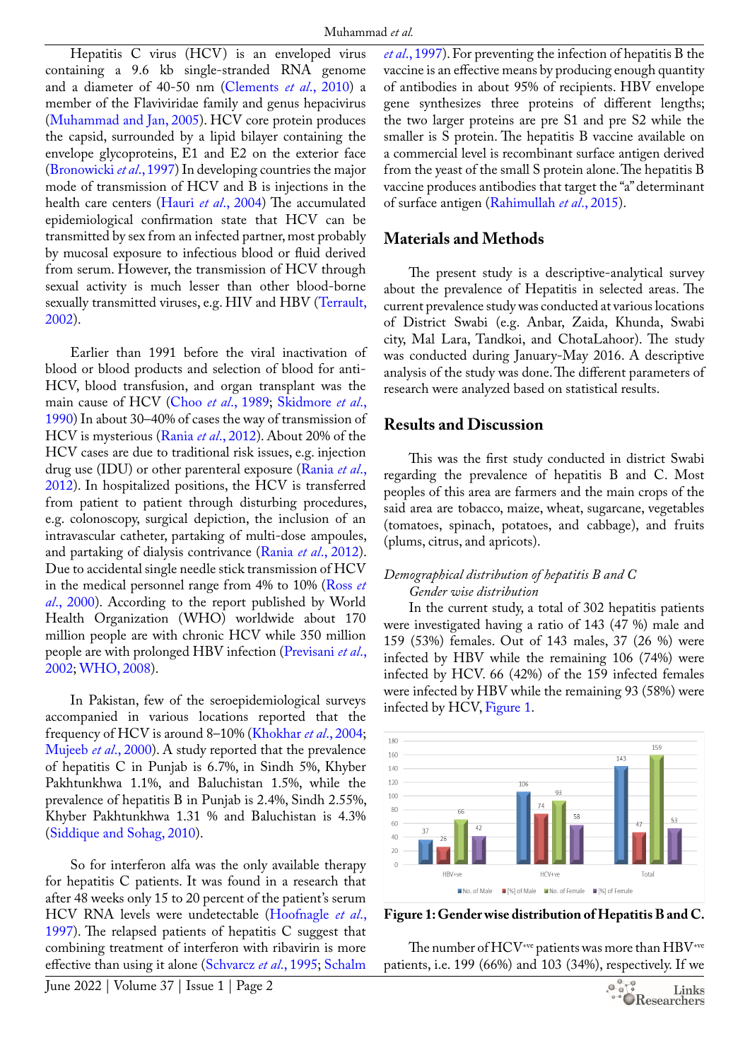Hepatitis C virus (HCV) is an enveloped virus containing a 9.6 kb single-stranded RNA genome and a diameter of 40-50 nm (Clements *et al*., 2010) a member of the Flaviviridae family and genus hepacivirus (Muhammad and Jan, 2005). HCV core protein produces the capsid, surrounded by a lipid bilayer containing the envelope glycoproteins, E1 and E2 on the exterior face (Bronowicki *et al*., 1997) In developing countries the major mode of transmission of HCV and B is injections in the health care centers (Hauri *et al*., 2004) The accumulated epidemiological confirmation state that HCV can be transmitted by sex from an infected partner, most probably by mucosal exposure to infectious blood or fluid derived from serum. However, the transmission of HCV through sexual activity is much lesser than other blood-borne sexually transmitted viruses, e.g. HIV and HBV (Terrault, 2002).

Earlier than 1991 before the viral inactivation of blood or blood products and selection of blood for anti-HCV, blood transfusion, and organ transplant was the main cause of HCV (Choo *et al*., 1989; Skidmore *et al*., 1990) In about 30–40% of cases the way of transmission of HCV is mysterious (Rania *et al*., 2012). About 20% of the HCV cases are due to traditional risk issues, e.g. injection drug use (IDU) or other parenteral exposure (Rania *et al*., 2012). In hospitalized positions, the HCV is transferred from patient to patient through disturbing procedures, e.g. colonoscopy, surgical depiction, the inclusion of an intravascular catheter, partaking of multi-dose ampoules, and partaking of dialysis contrivance (Rania *et al*., 2012). Due to accidental single needle stick transmission of HCV in the medical personnel range from 4% to 10% (Ross *et al*., 2000). According to the report published by World Health Organization (WHO) worldwide about 170 million people are with chronic HCV while 350 million people are with prolonged HBV infection (Previsani *et al*., 2002; WHO, 2008).

In Pakistan, few of the seroepidemiological surveys accompanied in various locations reported that the frequency of HCV is around 8–10% (Khokhar *et al*., 2004; Mujeeb *et al*., 2000). A study reported that the prevalence of hepatitis C in Punjab is 6.7%, in Sindh 5%, Khyber Pakhtunkhwa 1.1%, and Baluchistan 1.5%, while the prevalence of hepatitis B in Punjab is 2.4%, Sindh 2.55%, Khyber Pakhtunkhwa 1.31 % and Baluchistan is 4.3% (Siddique and Sohag, 2010).

So for interferon alfa was the only available therapy for hepatitis C patients. It was found in a research that after 48 weeks only 15 to 20 percent of the patient's serum HCV RNA levels were undetectable (Hoofnagle *et al*., 1997). The relapsed patients of hepatitis C suggest that combining treatment of interferon with ribavirin is more effective than using it alone (Schvarcz *et al*., 1995; Schalm *et al*., 1997). For preventing the infection of hepatitis B the vaccine is an effective means by producing enough quantity of antibodies in about 95% of recipients. HBV envelope gene synthesizes three proteins of different lengths; the two larger proteins are pre S1 and pre S2 while the smaller is S protein. The hepatitis B vaccine available on a commercial level is recombinant surface antigen derived from the yeast of the small S protein alone. The hepatitis B vaccine produces antibodies that target the "a" determinant of surface antigen (Rahimullah *et al*., 2015).

## Materials and Methods

The present study is a descriptive-analytical survey about the prevalence of Hepatitis in selected areas. The current prevalence study was conducted at various locations of District Swabi (e.g. Anbar, Zaida, Khunda, Swabi city, Mal Lara, Tandkoi, and ChotaLahoor). The study was conducted during January-May 2016. A descriptive analysis of the study was done. The different parameters of research were analyzed based on statistical results.

## Results and Discussion

This was the first study conducted in district Swabi regarding the prevalence of hepatitis B and C. Most peoples of this area are farmers and the main crops of the said area are tobacco, maize, wheat, sugarcane, vegetables (tomatoes, spinach, potatoes, and cabbage), and fruits (plums, citrus, and apricots).

*Demographical distribution of hepatitis B and C*

*Gender wise distribution*

In the current study, a total of 302 hepatitis patients were investigated having a ratio of 143 (47 %) male and 159 (53%) females. Out of 143 males, 37 (26 %) were infected by HBV while the remaining 106 (74%) were infected by HCV. 66 (42%) of the 159 infected females were infected by HBV while the remaining 93 (58%) were infected by HCV, Figure 1.

**Figure 1: Gender wise distribution of Hepatitis B and C.**

The number of HCV[+ve] patients was more than HBV[+ve] patients, i.e. 199 (66%) and 103 (34%), respectively. If we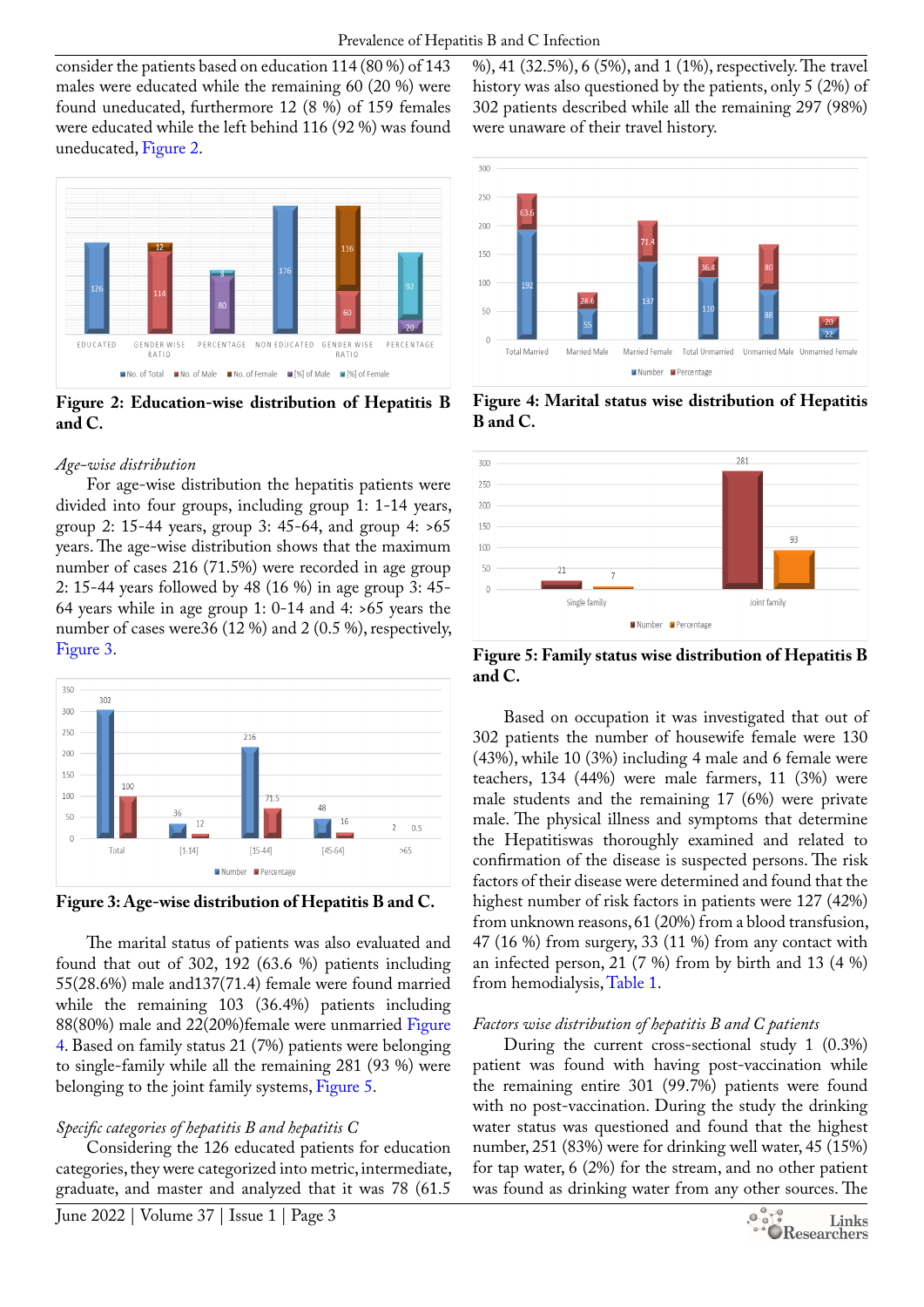consider the patients based on education 114 (80 %) of 143 males were educated while the remaining 60 (20 %) were found uneducated, furthermore 12 (8 %) of 159 females were educated while the left behind 116 (92 %) was found uneducated, Figure 2.

**Figure 2: Education-wise distribution of Hepatitis B and C.**

*Age-wise distribution*

For age-wise distribution the hepatitis patients were divided into four groups, including group 1: 1-14 years, group 2: 15-44 years, group 3: 45-64, and group 4: >65 years. The age-wise distribution shows that the maximum number of cases 216 (71.5%) were recorded in age group 2: 15-44 years followed by 48 (16 %) in age group 3: 45-64 years while in age group 1: 0-14 and 4: >65 years the number of cases were36 (12 %) and 2 (0.5 %), respectively, Figure 3.

**Figure 3: Age-wise distribution of Hepatitis B and C.**

The marital status of patients was also evaluated and found that out of 302, 192 (63.6 %) patients including 55(28.6%) male and137(71.4) female were found married while the remaining 103 (36.4%) patients including 88(80%) male and 22(20%)female were unmarried Figure 4. Based on family status 21 (7%) patients were belonging to single-family while all the remaining 281 (93 %) were belonging to the joint family systems, Figure 5.

*Specific categories of hepatitis B and hepatitis C*

Considering the 126 educated patients for education categories, they were categorized into metric, intermediate, graduate, and master and analyzed that it was 78 (61.5 %), 41 (32.5%), 6 (5%), and 1 (1%), respectively. The travel history was also questioned by the patients, only 5 (2%) of 302 patients described while all the remaining 297 (98%) were unaware of their travel history.

**Figure 4: Marital status wise distribution of Hepatitis B and C.**

**Figure 5: Family status wise distribution of Hepatitis B and C.**

Based on occupation it was investigated that out of 302 patients the number of housewife female were 130 (43%), while 10 (3%) including 4 male and 6 female were teachers, 134 (44%) were male farmers, 11 (3%) were male students and the remaining 17 (6%) were private male. The physical illness and symptoms that determine the Hepatitiswas thoroughly examined and related to confirmation of the disease is suspected persons. The risk factors of their disease were determined and found that the highest number of risk factors in patients were 127 (42%) from unknown reasons, 61 (20%) from a blood transfusion, 47 (16 %) from surgery, 33 (11 %) from any contact with an infected person, 21 (7 %) from by birth and 13 (4 %) from hemodialysis, Table 1.

*Factors wise distribution of hepatitis B and C patients*

During the current cross-sectional study 1 (0.3%) patient was found with having post-vaccination while the remaining entire 301 (99.7%) patients were found with no post-vaccination. During the study the drinking water status was questioned and found that the highest number, 251 (83%) were for drinking well water, 45 (15%) for tap water, 6 (2%) for the stream, and no other patient was found as drinking water from any other sources. The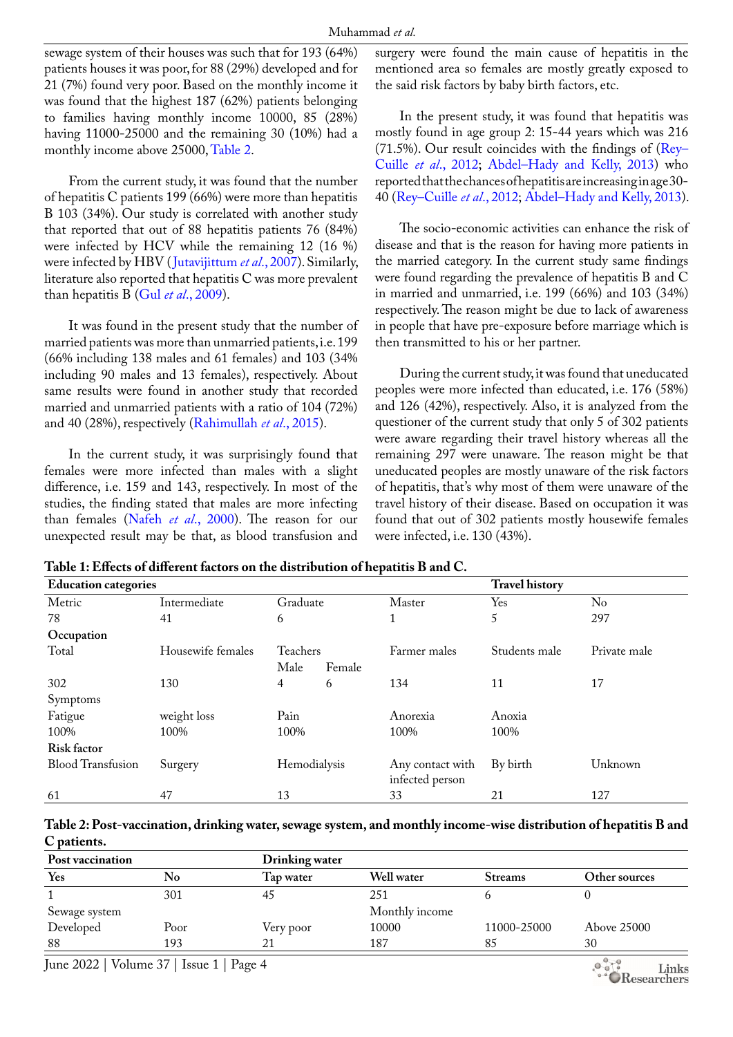sewage system of their houses was such that for 193 (64%) patients houses it was poor, for 88 (29%) developed and for 21 (7%) found very poor. Based on the monthly income it was found that the highest 187 (62%) patients belonging to families having monthly income 10000, 85 (28%) having 11000-25000 and the remaining 30 (10%) had a monthly income above 25000, Table 2.

From the current study, it was found that the number of hepatitis C patients 199 (66%) were more than hepatitis B 103 (34%). Our study is correlated with another study that reported that out of 88 hepatitis patients 76 (84%) were infected by HCV while the remaining 12 (16 %) were infected by HBV (Jutavijittum *et al*., 2007). Similarly, literature also reported that hepatitis C was more prevalent than hepatitis B (Gul *et al*., 2009).

It was found in the present study that the number of married patients was more than unmarried patients, i.e. 199 (66% including 138 males and 61 females) and 103 (34% including 90 males and 13 females), respectively. About same results were found in another study that recorded married and unmarried patients with a ratio of 104 (72%) and 40 (28%), respectively (Rahimullah *et al*., 2015).

In the current study, it was surprisingly found that females were more infected than males with a slight difference, i.e. 159 and 143, respectively. In most of the studies, the finding stated that males are more infecting than females (Nafeh *et al*., 2000). The reason for our unexpected result may be that, as blood transfusion and surgery were found the main cause of hepatitis in the mentioned area so females are mostly greatly exposed to the said risk factors by baby birth factors, etc.

In the present study, it was found that hepatitis was mostly found in age group 2: 15-44 years which was 216 (71.5%). Our result coincides with the findings of (Rey–Cuille *et al*., 2012; Abdel–Hady and Kelly, 2013) who reported that the chances of hepatitis are increasing in age 30-40 (Rey–Cuille *et al*., 2012; Abdel–Hady and Kelly, 2013).

The socio-economic activities can enhance the risk of disease and that is the reason for having more patients in the married category. In the current study same findings were found regarding the prevalence of hepatitis B and C in married and unmarried, i.e. 199 (66%) and 103 (34%) respectively. The reason might be due to lack of awareness in people that have pre-exposure before marriage which is then transmitted to his or her partner.

During the current study, it was found that uneducated peoples were more infected than educated, i.e. 176 (58%) and 126 (42%), respectively. Also, it is analyzed from the questioner of the current study that only 5 of 302 patients were aware regarding their travel history whereas all the remaining 297 were unaware. The reason might be that uneducated peoples are mostly unaware of the risk factors of hepatitis, that's why most of them were unaware of the travel history of their disease. Based on occupation it was found that out of 302 patients mostly housewife females were infected, i.e. 130 (43%).

**Table 1: Effects of different factors on the distribution of hepatitis B and C.**

| **Education categories** | | | | | **Travel history** | |
|---|---|---|---|---|---|---|
| Metric | Intermediate | Graduate | | Master | Yes | No |
| 78 | 41 | 6 | | 1 | 5 | 297 |
| **Occupation** | | | | | | |
| Total | Housewife females | Teachers | | Farmer males | Students male | Private male |
| | | Male | Female | | | |
| 302 | 130 | 4 | 6 | 134 | 11 | 17 |
| Symptoms | | | | | | |
| Fatigue | weight loss | Pain | | Anorexia | Anoxia | |
| 100% | 100% | 100% | | 100% | 100% | |
| **Risk factor** | | | | | | |
| Blood Transfusion | Surgery | Hemodialysis | | Any contact with infected person | By birth | Unknown |
| 61 | 47 | 13 | | 33 | 21 | 127 |

**Table 2: Post-vaccination, drinking water, sewage system, and monthly income-wise distribution of hepatitis B and C patients.**

| **Post vaccination** | | **Drinking water** | | | |
|---|---|---|---|---|---|
| **Yes** | **No** | **Tap water** | **Well water** | **Streams** | **Other sources** |
| 1 | 301 | 45 | 251 | 6 | 0 |
| Sewage system | | | Monthly income | | |
| Developed | Poor | Very poor | 10000 | 11000-25000 | Above 25000 |
| 88 | 193 | 21 | 187 | 85 | 30 |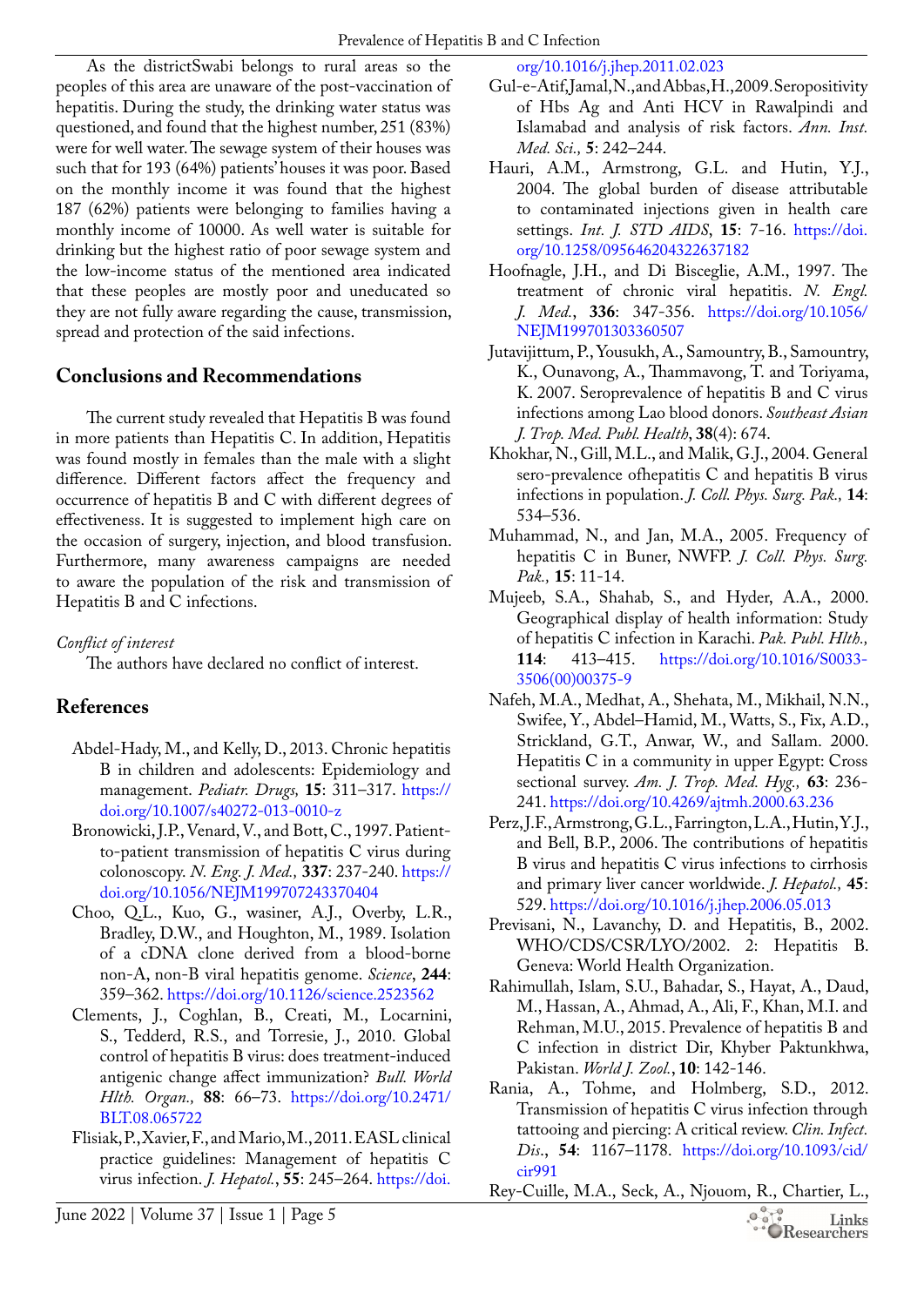As the districtSwabi belongs to rural areas so the peoples of this area are unaware of the post-vaccination of hepatitis. During the study, the drinking water status was questioned, and found that the highest number, 251 (83%) were for well water. The sewage system of their houses was such that for 193 (64%) patients' houses it was poor. Based on the monthly income it was found that the highest 187 (62%) patients were belonging to families having a monthly income of 10000. As well water is suitable for drinking but the highest ratio of poor sewage system and the low-income status of the mentioned area indicated that these peoples are mostly poor and uneducated so they are not fully aware regarding the cause, transmission, spread and protection of the said infections.

## Conclusions and Recommendations

The current study revealed that Hepatitis B was found in more patients than Hepatitis C. In addition, Hepatitis was found mostly in females than the male with a slight difference. Different factors affect the frequency and occurrence of hepatitis B and C with different degrees of effectiveness. It is suggested to implement high care on the occasion of surgery, injection, and blood transfusion. Furthermore, many awareness campaigns are needed to aware the population of the risk and transmission of Hepatitis B and C infections.

*Conflict of interest*

The authors have declared no conflict of interest.

## References

Abdel-Hady, M., and Kelly, D., 2013. Chronic hepatitis B in children and adolescents: Epidemiology and management. *Pediatr. Drugs,* **15**: 311–317. https://doi.org/10.1007/s40272-013-0010-z

Bronowicki, J.P., Venard, V., and Bott, C., 1997. Patient-to-patient transmission of hepatitis C virus during colonoscopy. *N. Eng. J. Med.,* **337**: 237-240. https://doi.org/10.1056/NEJM199707243370404

Choo, Q.L., Kuo, G., wasiner, A.J., Overby, L.R., Bradley, D.W., and Houghton, M., 1989. Isolation of a cDNA clone derived from a blood-borne non-A, non-B viral hepatitis genome. *Science*, **244**: 359–362. https://doi.org/10.1126/science.2523562

Clements, J., Coghlan, B., Creati, M., Locarnini, S., Tedderd, R.S., and Torresie, J., 2010. Global control of hepatitis B virus: does treatment-induced antigenic change affect immunization? *Bull. World Hlth. Organ.,* **88**: 66–73. https://doi.org/10.2471/BLT.08.065722

Flisiak, P., Xavier, F., and Mario, M., 2011. EASL clinical practice guidelines: Management of hepatitis C virus infection. *J. Hepatol.*, **55**: 245–264. https://doi.org/10.1016/j.jhep.2011.02.023

Gul-e-Atif, Jamal, N., and Abbas, H., 2009. Seropositivity of Hbs Ag and Anti HCV in Rawalpindi and Islamabad and analysis of risk factors. *Ann. Inst. Med. Sci.,* **5**: 242–244.

Hauri, A.M., Armstrong, G.L. and Hutin, Y.J., 2004. The global burden of disease attributable to contaminated injections given in health care settings. *Int. J. STD AIDS*, **15**: 7-16. https://doi.org/10.1258/095646204322637182

Hoofnagle, J.H., and Di Bisceglie, A.M., 1997. The treatment of chronic viral hepatitis. *N. Engl. J. Med.*, **336**: 347-356. https://doi.org/10.1056/NEJM199701303360507

Jutavijittum, P., Yousukh, A., Samountry, B., Samountry, K., Ounavong, A., Thammavong, T. and Toriyama, K. 2007. Seroprevalence of hepatitis B and C virus infections among Lao blood donors. *Southeast Asian J. Trop. Med. Publ. Health*, **38**(4): 674.

Khokhar, N., Gill, M.L., and Malik, G.J., 2004. General sero-prevalence ofhepatitis C and hepatitis B virus infections in population. *J. Coll. Phys. Surg. Pak.,* **14**: 534–536.

Muhammad, N., and Jan, M.A., 2005. Frequency of hepatitis C in Buner, NWFP. *J. Coll. Phys. Surg. Pak.,* **15**: 11-14.

Mujeeb, S.A., Shahab, S., and Hyder, A.A., 2000. Geographical display of health information: Study of hepatitis C infection in Karachi. *Pak. Publ. Hlth.,* **114**: 413–415. https://doi.org/10.1016/S0033-3506(00)00375-9

Nafeh, M.A., Medhat, A., Shehata, M., Mikhail, N.N., Swifee, Y., Abdel–Hamid, M., Watts, S., Fix, A.D., Strickland, G.T., Anwar, W., and Sallam. 2000. Hepatitis C in a community in upper Egypt: Cross sectional survey. *Am. J. Trop. Med. Hyg.,* **63**: 236-241. https://doi.org/10.4269/ajtmh.2000.63.236

Perz, J.F., Armstrong, G.L., Farrington, L.A., Hutin, Y.J., and Bell, B.P., 2006. The contributions of hepatitis B virus and hepatitis C virus infections to cirrhosis and primary liver cancer worldwide. *J. Hepatol.,* **45**: 529. https://doi.org/10.1016/j.jhep.2006.05.013

Previsani, N., Lavanchy, D. and Hepatitis, B., 2002. WHO/CDS/CSR/LYO/2002. 2: Hepatitis B. Geneva: World Health Organization.

Rahimullah, Islam, S.U., Bahadar, S., Hayat, A., Daud, M., Hassan, A., Ahmad, A., Ali, F., Khan, M.I. and Rehman, M.U., 2015. Prevalence of hepatitis B and C infection in district Dir, Khyber Paktunkhwa, Pakistan. *World J. Zool.*, **10**: 142-146.

Rania, A., Tohme, and Holmberg, S.D., 2012. Transmission of hepatitis C virus infection through tattooing and piercing: A critical review. *Clin. Infect. Dis*., **54**: 1167–1178. https://doi.org/10.1093/cid/cir991

Rey-Cuille, M.A., Seck, A., Njouom, R., Chartier, L.,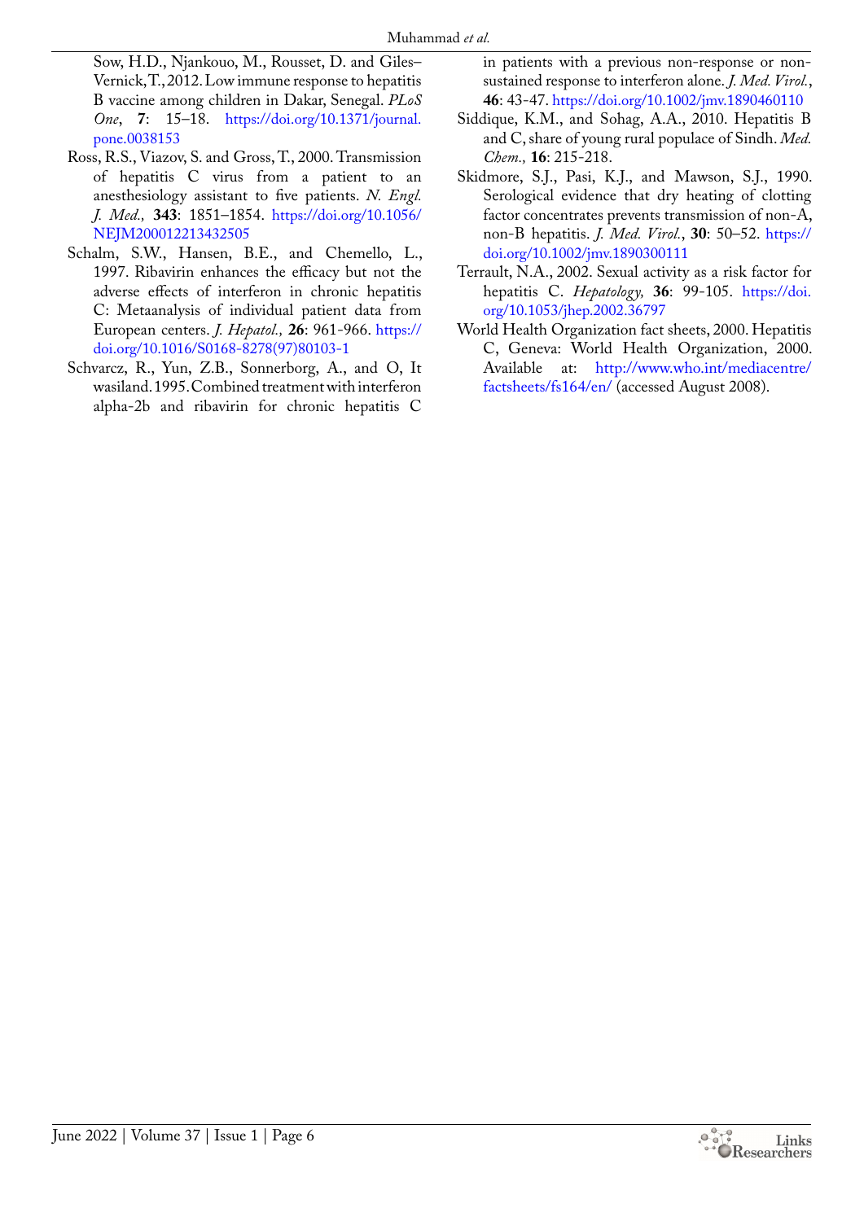Sow, H.D., Njankouo, M., Rousset, D. and Giles–Vernick, T., 2012. Low immune response to hepatitis B vaccine among children in Dakar, Senegal. *PLoS One*, **7**: 15–18. https://doi.org/10.1371/journal.pone.0038153

Ross, R.S., Viazov, S. and Gross, T., 2000. Transmission of hepatitis C virus from a patient to an anesthesiology assistant to five patients. *N. Engl. J. Med.,* **343**: 1851–1854. https://doi.org/10.1056/NEJM200012213432505

Schalm, S.W., Hansen, B.E., and Chemello, L., 1997. Ribavirin enhances the efficacy but not the adverse effects of interferon in chronic hepatitis C: Metaanalysis of individual patient data from European centers. *J. Hepatol.,* **26**: 961-966. https://doi.org/10.1016/S0168-8278(97)80103-1

Schvarcz, R., Yun, Z.B., Sonnerborg, A., and O, It wasiland. 1995. Combined treatment with interferon alpha-2b and ribavirin for chronic hepatitis C in patients with a previous non-response or non-sustained response to interferon alone. *J. Med. Virol.*, **46**: 43-47. https://doi.org/10.1002/jmv.1890460110

Siddique, K.M., and Sohag, A.A., 2010. Hepatitis B and C, share of young rural populace of Sindh. *Med. Chem.,* **16**: 215-218.

Skidmore, S.J., Pasi, K.J., and Mawson, S.J., 1990. Serological evidence that dry heating of clotting factor concentrates prevents transmission of non-A, non-B hepatitis. *J. Med. Virol.*, **30**: 50–52. https://doi.org/10.1002/jmv.1890300111

Terrault, N.A., 2002. Sexual activity as a risk factor for hepatitis C. *Hepatology,* **36**: 99-105. https://doi.org/10.1053/jhep.2002.36797

World Health Organization fact sheets, 2000. Hepatitis C, Geneva: World Health Organization, 2000. Available at: http://www.who.int/mediacentre/factsheets/fs164/en/ (accessed August 2008).